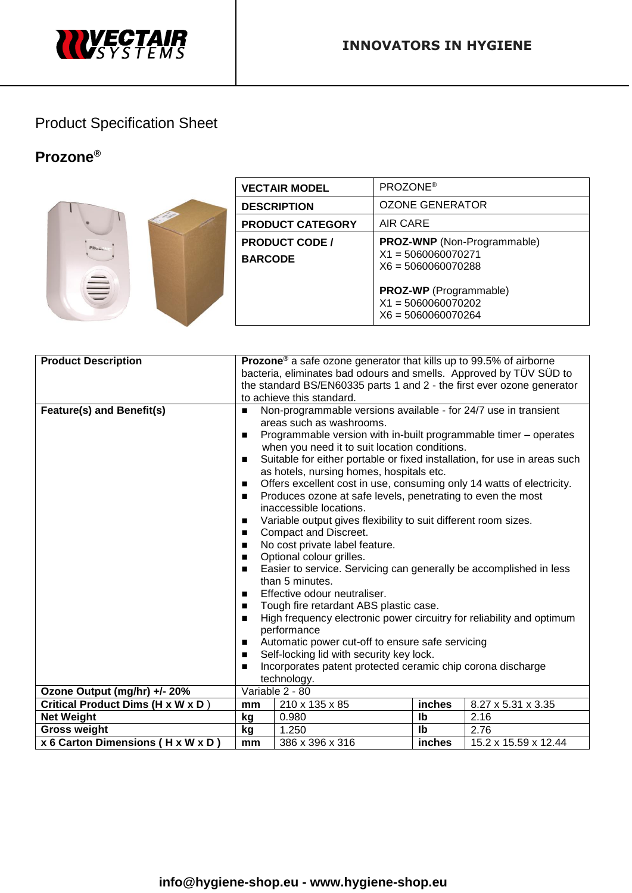VECTAIR SYSTEMS

**INNOVATORS IN HYGIENE**

Product Specification Sheet

## Prozone®

| VECTAIR MODEL | PROZONE® |
|---|---|
| DESCRIPTION | OZONE GENERATOR |
| PRODUCT CATEGORY | AIR CARE |
| PRODUCT CODE / BARCODE | **PROZ-WNP** (Non-Programmable)<br>X1 = 5060060070271<br>X6 = 5060060070288<br><br>**PROZ-WP** (Programmable)<br>X1 = 5060060070202<br>X6 = 5060060070264 |

| **Product Description** | **Prozone®** a safe ozone generator that kills up to 99.5% of airborne bacteria, eliminates bad odours and smells. Approved by TÜV SÜD to the standard BS/EN60335 parts 1 and 2 - the first ever ozone generator to achieve this standard. | | |
|---|---|---|---|
| **Feature(s) and Benefit(s)** | ■ Non-programmable versions available - for 24/7 use in transient areas such as washrooms.<br>■ Programmable version with in-built programmable timer – operates when you need it to suit location conditions.<br>■ Suitable for either portable or fixed installation, for use in areas such as hotels, nursing homes, hospitals etc.<br>■ Offers excellent cost in use, consuming only 14 watts of electricity.<br>■ Produces ozone at safe levels, penetrating to even the most inaccessible locations.<br>■ Variable output gives flexibility to suit different room sizes.<br>■ Compact and Discreet.<br>■ No cost private label feature.<br>■ Optional colour grilles.<br>■ Easier to service. Servicing can generally be accomplished in less than 5 minutes.<br>■ Effective odour neutraliser.<br>■ Tough fire retardant ABS plastic case.<br>■ High frequency electronic power circuitry for reliability and optimum performance<br>■ Automatic power cut-off to ensure safe servicing<br>■ Self-locking lid with security key lock.<br>■ Incorporates patent protected ceramic chip corona discharge technology. | | |
| **Ozone Output (mg/hr) +/- 20%** | Variable 2 - 80 | | |
| **Critical Product Dims (H x W x D )** | **mm** 210 x 135 x 85 | **inches** | 8.27 x 5.31 x 3.35 |
| **Net Weight** | **kg** 0.980 | **lb** | 2.16 |
| **Gross weight** | **kg** 1.250 | **lb** | 2.76 |
| **x 6 Carton Dimensions ( H x W x D )** | **mm** 386 x 396 x 316 | **inches** | 15.2 x 15.59 x 12.44 |

**info@hygiene-shop.eu - www.hygiene-shop.eu**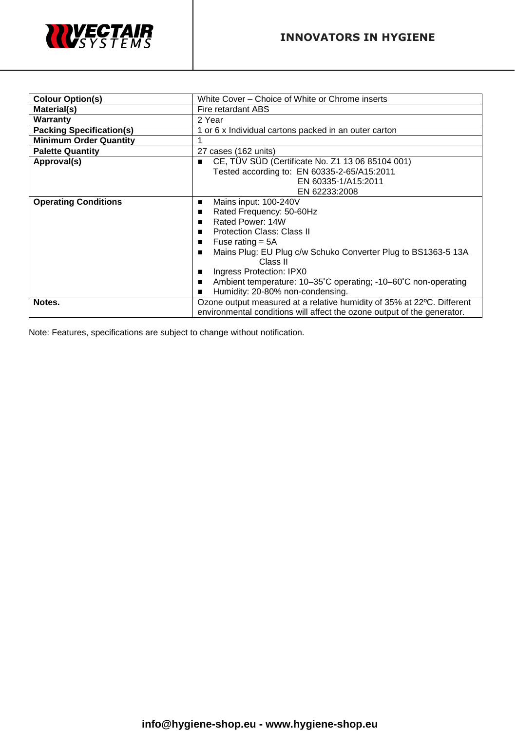| | |
|---|---|
| **Colour Option(s)** | White Cover – Choice of White or Chrome inserts |
| **Material(s)** | Fire retardant ABS |
| **Warranty** | 2 Year |
| **Packing Specification(s)** | 1 or 6 x Individual cartons packed in an outer carton |
| **Minimum Order Quantity** | 1 |
| **Palette Quantity** | 27 cases (162 units) |
| **Approval(s)** | ■ CE, TÜV SÜD (Certificate No. Z1 13 06 85104 001)<br>Tested according to: EN 60335-2-65/A15:2011<br>EN 60335-1/A15:2011<br>EN 62233:2008 |
| **Operating Conditions** | ■ Mains input: 100-240V<br>■ Rated Frequency: 50-60Hz<br>■ Rated Power: 14W<br>■ Protection Class: Class II<br>■ Fuse rating = 5A<br>■ Mains Plug: EU Plug c/w Schuko Converter Plug to BS1363-5 13A Class II<br>■ Ingress Protection: IPX0<br>■ Ambient temperature: 10–35˚C operating; -10–60˚C non-operating<br>■ Humidity: 20-80% non-condensing. |
| **Notes.** | Ozone output measured at a relative humidity of 35% at 22ºC. Different environmental conditions will affect the ozone output of the generator. |

Note: Features, specifications are subject to change without notification.

**info@hygiene-shop.eu - www.hygiene-shop.eu**